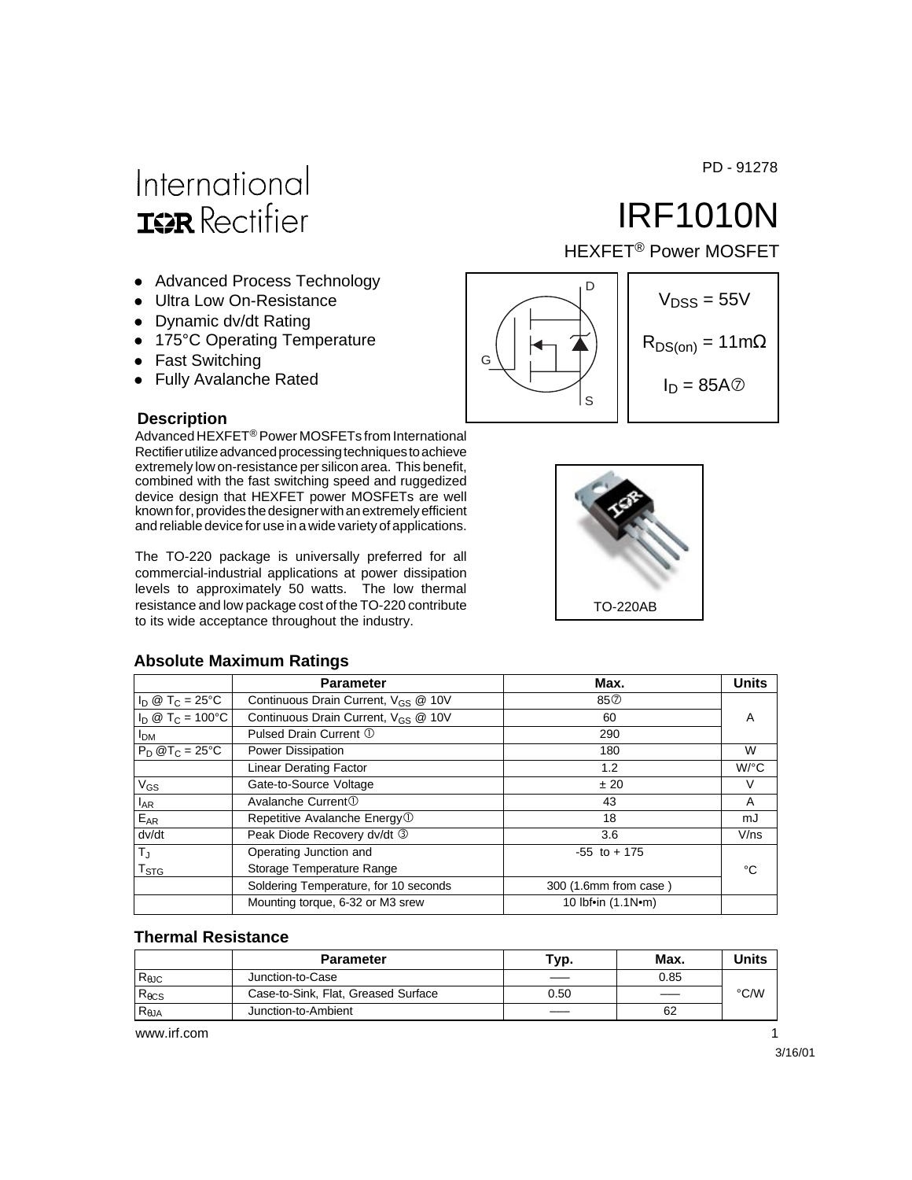PD - 91278

International
IOR Rectifier

# IRF1010N

HEXFET® Power MOSFET

- Advanced Process Technology
- Ultra Low On-Resistance
- Dynamic dv/dt Rating
- 175°C Operating Temperature
- Fast Switching
- Fully Avalanche Rated

$V_{DSS}$ = 55V

$R_{DS(on)}$ = 11mΩ

$I_D$ = 85A⑦

### Description

Advanced HEXFET® Power MOSFETs from International Rectifier utilize advanced processing techniques to achieve extremely low on-resistance per silicon area. This benefit, combined with the fast switching speed and ruggedized device design that HEXFET power MOSFETs are well known for, provides the designer with an extremely efficient and reliable device for use in a wide variety of applications.

The TO-220 package is universally preferred for all commercial-industrial applications at power dissipation levels to approximately 50 watts. The low thermal resistance and low package cost of the TO-220 contribute to its wide acceptance throughout the industry.

TO-220AB

### Absolute Maximum Ratings

| | Parameter | Max. | Units |
|---|---|---|---|
| $I_D$ @ $T_C$ = 25°C | Continuous Drain Current, $V_{GS}$ @ 10V | 85⑦ | A |
| $I_D$ @ $T_C$ = 100°C | Continuous Drain Current, $V_{GS}$ @ 10V | 60 | |
| $I_{DM}$ | Pulsed Drain Current ① | 290 | |
| $P_D$ @$T_C$ = 25°C | Power Dissipation | 180 | W |
| | Linear Derating Factor | 1.2 | W/°C |
| $V_{GS}$ | Gate-to-Source Voltage | ± 20 | V |
| $I_{AR}$ | Avalanche Current① | 43 | A |
| $E_{AR}$ | Repetitive Avalanche Energy① | 18 | mJ |
| dv/dt | Peak Diode Recovery dv/dt ③ | 3.6 | V/ns |
| $T_J$ | Operating Junction and | -55 to + 175 | °C |
| $T_{STG}$ | Storage Temperature Range | | |
| | Soldering Temperature, for 10 seconds | 300 (1.6mm from case ) | |
| | Mounting torque, 6-32 or M3 srew | 10 lbf•in (1.1N•m) | |

### Thermal Resistance

| | Parameter | Typ. | Max. | Units |
|---|---|---|---|---|
| $R_{\theta JC}$ | Junction-to-Case | —— | 0.85 | °C/W |
| $R_{\theta CS}$ | Case-to-Sink, Flat, Greased Surface | 0.50 | —— | |
| $R_{\theta JA}$ | Junction-to-Ambient | —— | 62 | |

www.irf.com

3/16/01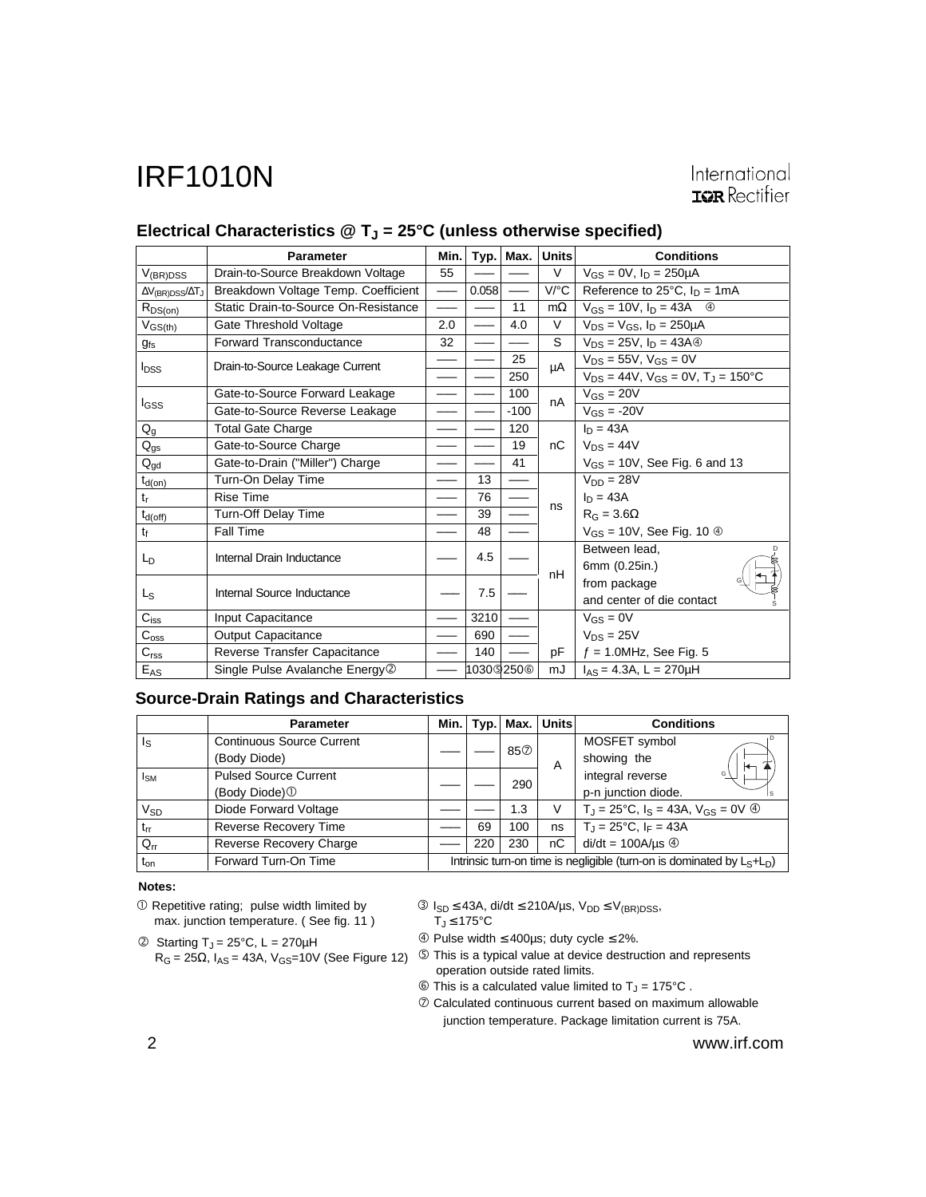## Electrical Characteristics @ $T_J$ = 25°C (unless otherwise specified)

| | Parameter | Min. | Typ. | Max. | Units | Conditions |
|---|---|---|---|---|---|---|
| $V_{(BR)DSS}$ | Drain-to-Source Breakdown Voltage | 55 | —— | —— | V | $V_{GS}$ = 0V, $I_D$ = 250µA |
| $\Delta V_{(BR)DSS}/\Delta T_J$ | Breakdown Voltage Temp. Coefficient | —— | 0.058 | —— | V/°C | Reference to 25°C, $I_D$ = 1mA |
| $R_{DS(on)}$ | Static Drain-to-Source On-Resistance | —— | —— | 11 | mΩ | $V_{GS}$ = 10V, $I_D$ = 43A ④ |
| $V_{GS(th)}$ | Gate Threshold Voltage | 2.0 | —— | 4.0 | V | $V_{DS}$ = $V_{GS}$, $I_D$ = 250µA |
| $g_{fs}$ | Forward Transconductance | 32 | —— | —— | S | $V_{DS}$ = 25V, $I_D$ = 43A④ |
| $I_{DSS}$ | Drain-to-Source Leakage Current | —— | —— | 25 | µA | $V_{DS}$ = 55V, $V_{GS}$ = 0V |
| | | —— | —— | 250 | | $V_{DS}$ = 44V, $V_{GS}$ = 0V, $T_J$ = 150°C |
| $I_{GSS}$ | Gate-to-Source Forward Leakage | —— | —— | 100 | nA | $V_{GS}$ = 20V |
| | Gate-to-Source Reverse Leakage | —— | —— | -100 | | $V_{GS}$ = -20V |
| $Q_g$ | Total Gate Charge | —— | —— | 120 | nC | $I_D$ = 43A |
| $Q_{gs}$ | Gate-to-Source Charge | —— | —— | 19 | | $V_{DS}$ = 44V |
| $Q_{gd}$ | Gate-to-Drain ("Miller") Charge | —— | —— | 41 | | $V_{GS}$ = 10V, See Fig. 6 and 13 |
| $t_{d(on)}$ | Turn-On Delay Time | —— | 13 | —— | ns | $V_{DD}$ = 28V |
| $t_r$ | Rise Time | —— | 76 | —— | | $I_D$ = 43A |
| $t_{d(off)}$ | Turn-Off Delay Time | —— | 39 | —— | | $R_G$ = 3.6Ω |
| $t_f$ | Fall Time | —— | 48 | —— | | $V_{GS}$ = 10V, See Fig. 10 ④ |
| $L_D$ | Internal Drain Inductance | —— | 4.5 | —— | nH | Between lead, 6mm (0.25in.) |
| $L_S$ | Internal Source Inductance | —— | 7.5 | —— | | from package and center of die contact |
| $C_{iss}$ | Input Capacitance | —— | 3210 | —— | pF | $V_{GS}$ = 0V |
| $C_{oss}$ | Output Capacitance | —— | 690 | —— | | $V_{DS}$ = 25V |
| $C_{rss}$ | Reverse Transfer Capacitance | —— | 140 | —— | | $f$ = 1.0MHz, See Fig. 5 |
| $E_{AS}$ | Single Pulse Avalanche Energy② | —— | 1030⑤ | 250⑥ | mJ | $I_{AS}$ = 4.3A, L = 270µH |

## Source-Drain Ratings and Characteristics

| | Parameter | Min. | Typ. | Max. | Units | Conditions |
|---|---|---|---|---|---|---|
| $I_S$ | Continuous Source Current (Body Diode) | —— | —— | 85⑦ | A | MOSFET symbol showing the |
| $I_{SM}$ | Pulsed Source Current (Body Diode)① | —— | —— | 290 | | integral reverse p-n junction diode. |
| $V_{SD}$ | Diode Forward Voltage | —— | —— | 1.3 | V | $T_J$ = 25°C, $I_S$ = 43A, $V_{GS}$ = 0V ④ |
| $t_{rr}$ | Reverse Recovery Time | —— | 69 | 100 | ns | $T_J$ = 25°C, $I_F$ = 43A |
| $Q_{rr}$ | Reverse Recovery Charge | —— | 220 | 230 | nC | di/dt = 100A/µs ④ |
| $t_{on}$ | Forward Turn-On Time | Intrinsic turn-on time is negligible (turn-on is dominated by $L_S$+$L_D$) | | | | |

**Notes:**

① Repetitive rating; pulse width limited by max. junction temperature. ( See fig. 11 )

② Starting $T_J$ = 25°C, L = 270µH $R_G$ = 25Ω, $I_{AS}$ = 43A, $V_{GS}$=10V (See Figure 12)

③ $I_{SD} \leq$ 43A, di/dt $\leq$ 210A/µs, $V_{DD} \leq V_{(BR)DSS}$, $T_J \leq$ 175°C

④ Pulse width $\leq$ 400µs; duty cycle $\leq$ 2%.

⑤ This is a typical value at device destruction and represents operation outside rated limits.

⑥ This is a calculated value limited to $T_J$ = 175°C .

⑦ Calculated continuous current based on maximum allowable junction temperature. Package limitation current is 75A.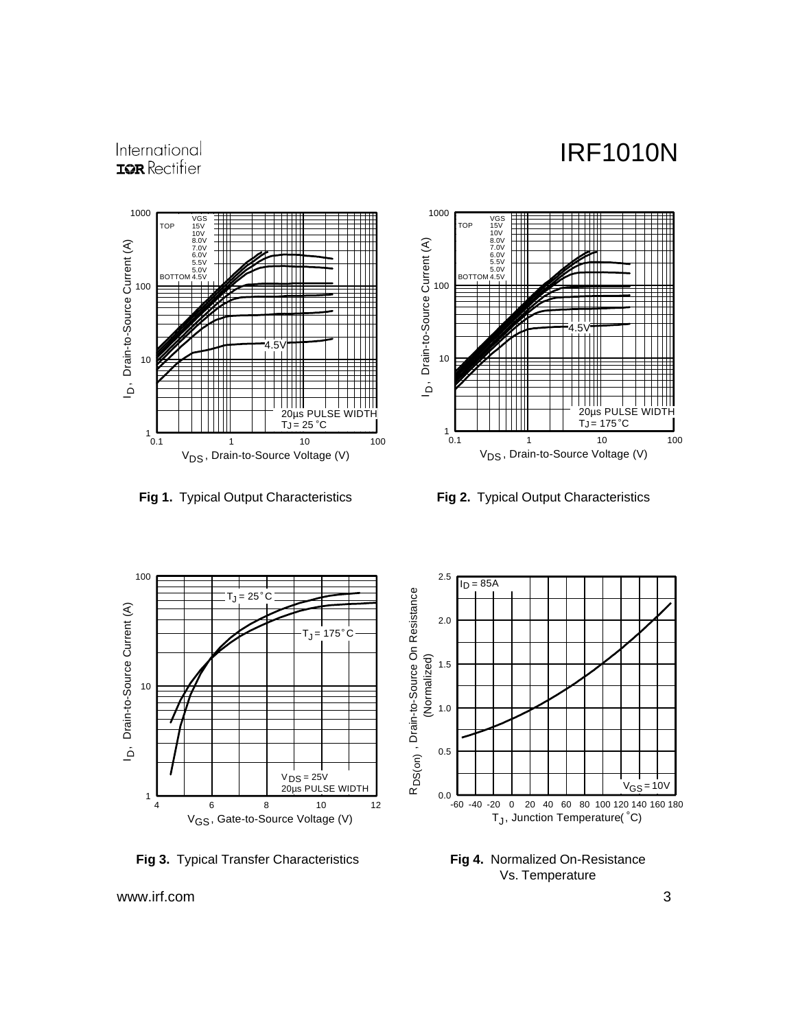**Fig 1.** Typical Output Characteristics

**Fig 2.** Typical Output Characteristics

**Fig 3.** Typical Transfer Characteristics

**Fig 4.** Normalized On-Resistance Vs. Temperature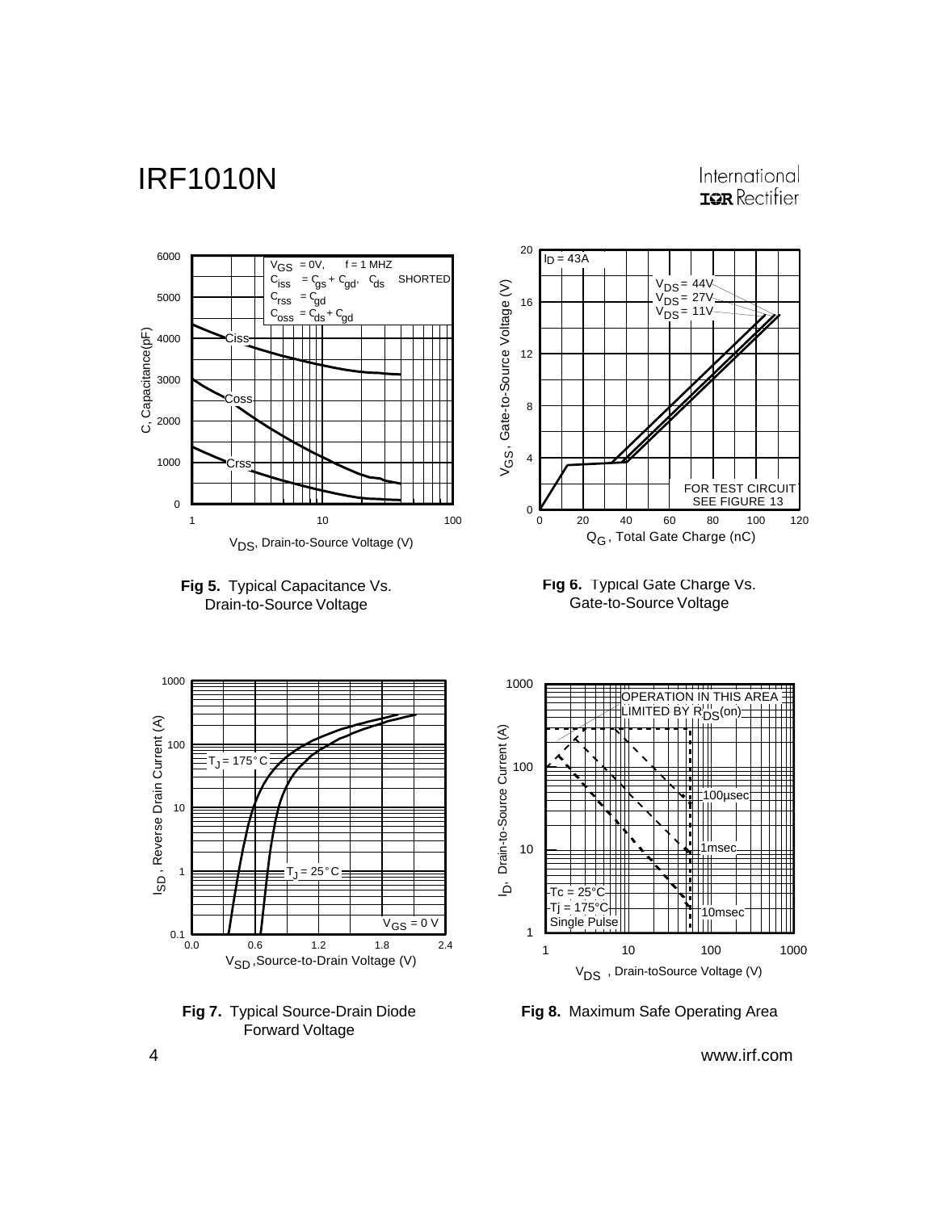**Fig 5.** Typical Capacitance Vs. Drain-to-Source Voltage

**Fig 6.** Typical Gate Charge Vs. Gate-to-Source Voltage

**Fig 7.** Typical Source-Drain Diode Forward Voltage

**Fig 8.** Maximum Safe Operating Area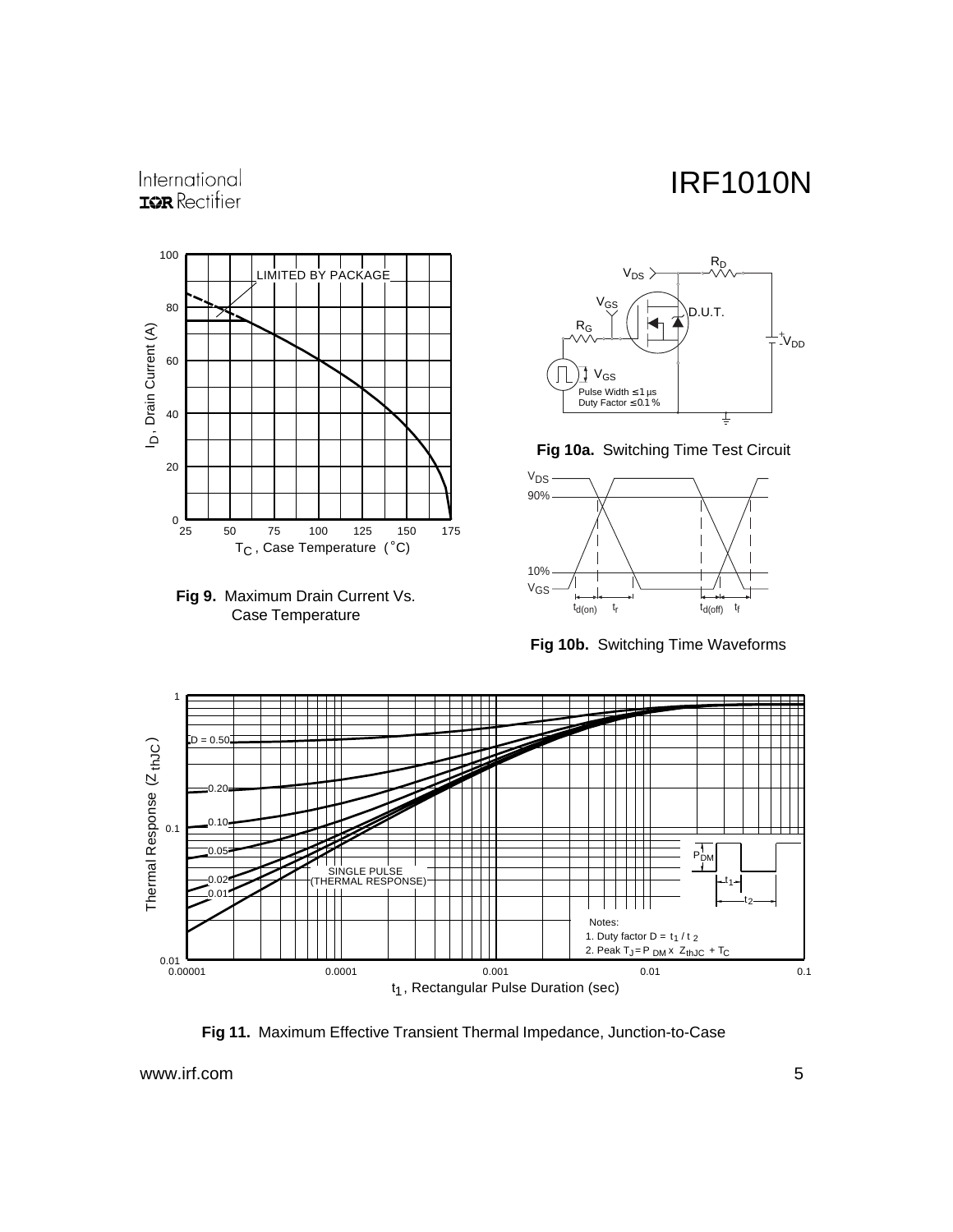**Fig 9.** Maximum Drain Current Vs. Case Temperature

**Fig 10a.** Switching Time Test Circuit

**Fig 10b.** Switching Time Waveforms

**Fig 11.** Maximum Effective Transient Thermal Impedance, Junction-to-Case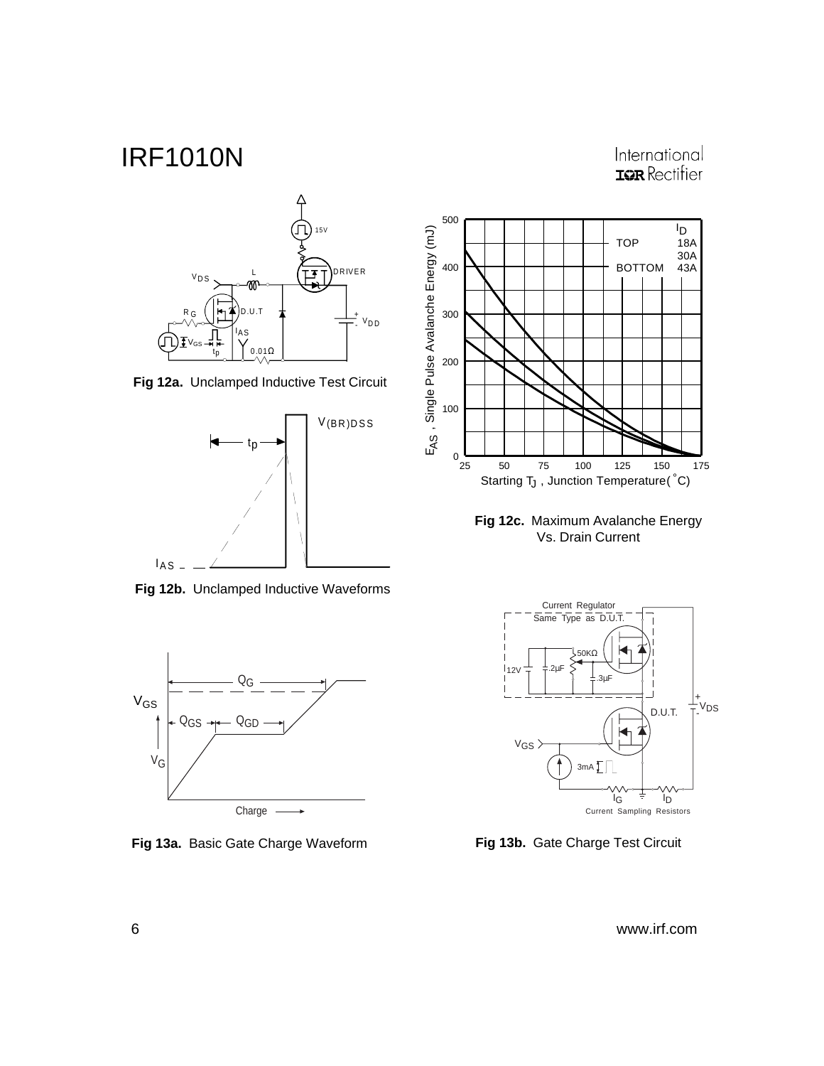Fig 12a. Unclamped Inductive Test Circuit

Fig 12b. Unclamped Inductive Waveforms

Fig 12c. Maximum Avalanche Energy Vs. Drain Current

Fig 13a. Basic Gate Charge Waveform

Fig 13b. Gate Charge Test Circuit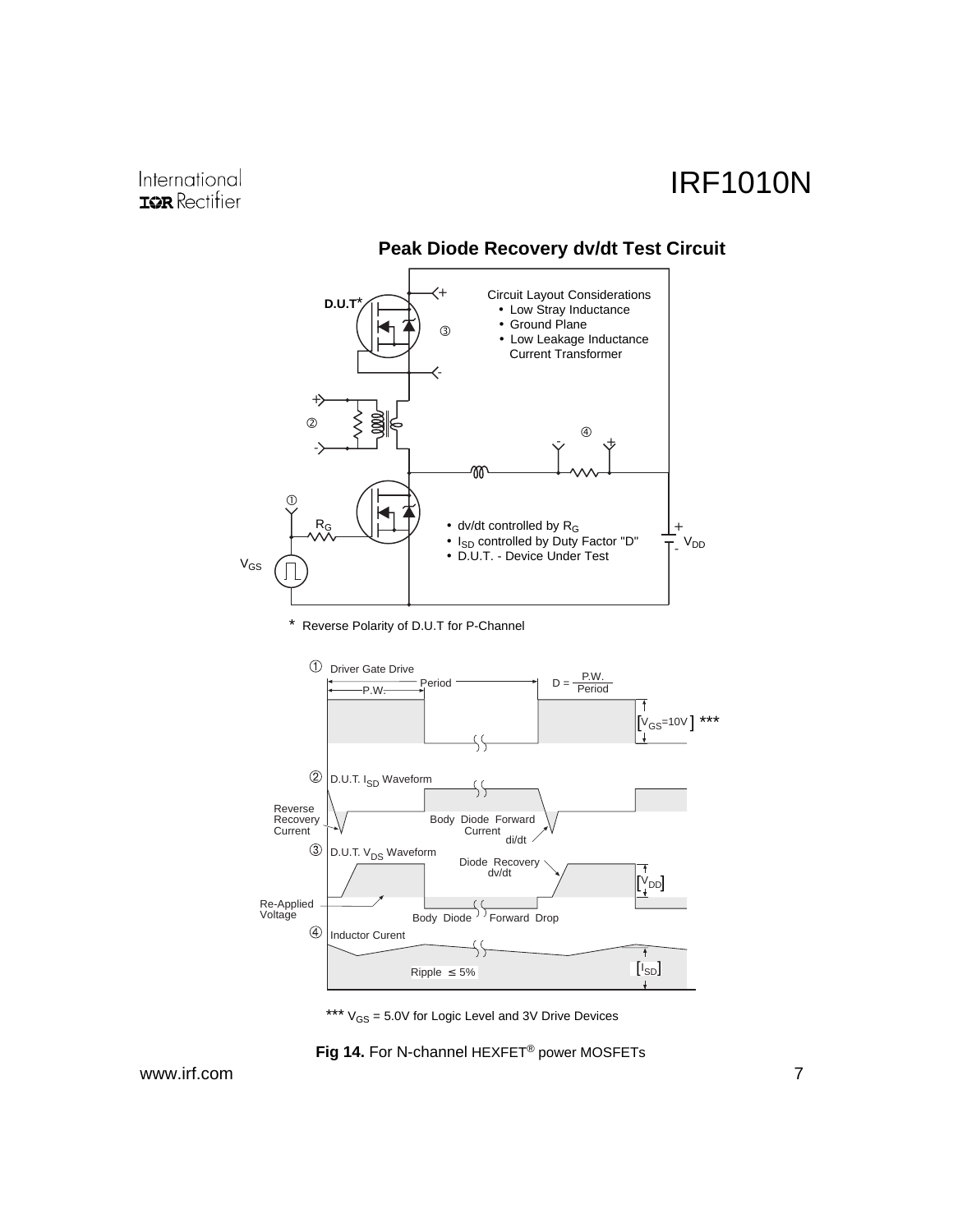## Peak Diode Recovery dv/dt Test Circuit

D.U.T*

①

②

③

④

Circuit Layout Considerations
- Low Stray Inductance
- Ground Plane
- Low Leakage Inductance Current Transformer

$R_G$

$V_{GS}$

$V_{DD}$

- dv/dt controlled by $R_G$
- $I_{SD}$ controlled by Duty Factor "D"
- D.U.T. - Device Under Test

\* Reverse Polarity of D.U.T for P-Channel

① Driver Gate Drive

P.W. Period

$D = \frac{P.W.}{Period}$

$[V_{GS}=10V]$ ***

② D.U.T. $I_{SD}$ Waveform

Reverse Recovery Current

Body Diode Forward Current

di/dt

③ D.U.T. $V_{DS}$ Waveform

Diode Recovery dv/dt

$[V_{DD}]$

Re-Applied Voltage

Body Diode Forward Drop

④ Inductor Curent

Ripple $\leq 5\%$

$[I_{SD}]$

*** $V_{GS}$ = 5.0V for Logic Level and 3V Drive Devices

**Fig 14.** For N-channel HEXFET® power MOSFETs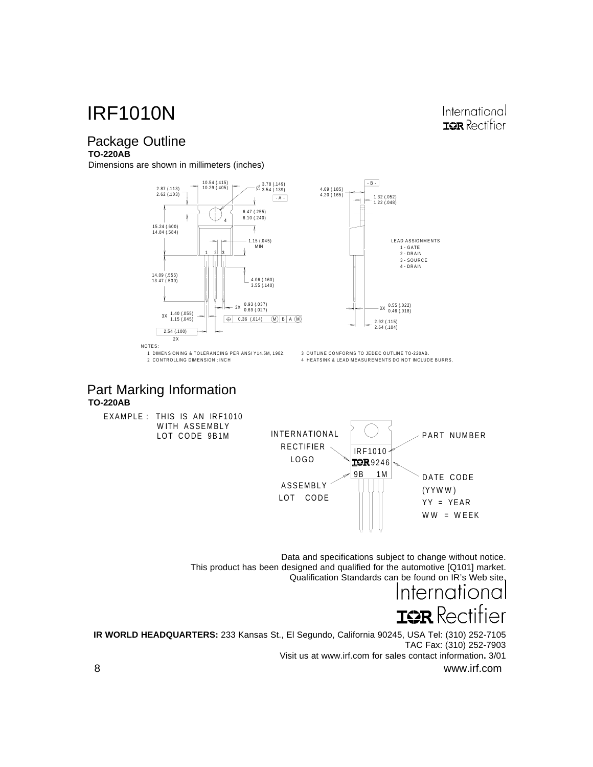# Package Outline

**TO-220AB**

Dimensions are shown in millimeters (inches)

10.54 (.415)
10.29 (.405)
2.87 (.113)
2.62 (.103)
3.78 (.149)
3.54 (.139)
- A -
6.47 (.255)
6.10 (.240)
4
15.24 (.600)
14.84 (.584)
1.15 (.045)
MIN
1 2 3
14.09 (.555)
13.47 (.530)
4.06 (.160)
3.55 (.140)
3X 0.93 (.037)
0.69 (.027)
3X 1.40 (.055)
1.15 (.045)
0.36 (.014) M B A M
2.54 (.100)
2X

- B -
4.69 (.185)
4.20 (.165)
1.32 (.052)
1.22 (.048)
3X 0.55 (.022)
0.46 (.018)
2.92 (.115)
2.64 (.104)

LEAD ASSIGNMENTS
1 - GATE
2 - DRAIN
3 - SOURCE
4 - DRAIN

NOTES:

1 DIMENSIONING & TOLERANCING PER ANSI Y14.5M, 1982.
2 CONTROLLING DIMENSION : INCH
3 OUTLINE CONFORMS TO JEDEC OUTLINE TO-220AB.
4 HEATSINK & LEAD MEASUREMENTS DO NOT INCLUDE BURRS.

# Part Marking Information

**TO-220AB**

EXAMPLE : THIS IS AN IRF1010 WITH ASSEMBLY LOT CODE 9B1M

INTERNATIONAL RECTIFIER LOGO
ASSEMBLY LOT CODE
IRF1010
IOR 9246
9B 1M
PART NUMBER
DATE CODE (YYWW)
YY = YEAR
WW = WEEK

Data and specifications subject to change without notice.
This product has been designed and qualified for the automotive [Q101] market.
Qualification Standards can be found on IR's Web site.

International IOR Rectifier

**IR WORLD HEADQUARTERS:** 233 Kansas St., El Segundo, California 90245, USA Tel: (310) 252-7105
TAC Fax: (310) 252-7903
Visit us at www.irf.com for sales contact information. 3/01